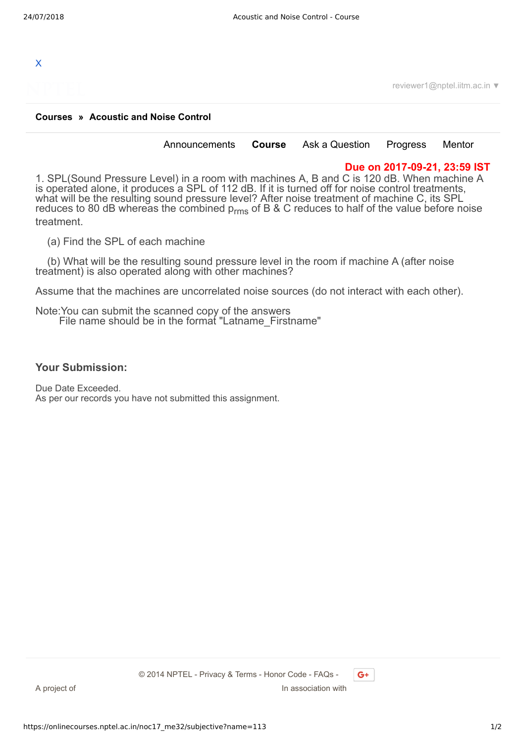X

reviewer1@nptel.iitm.ac.in ▼

**Courses » Acoustic and Noise Control**

Announcements **Course** Ask a Question Progress Mentor

**Due on 2017-09-21, 23:59 IST**

1. SPL(Sound Pressure Level) in a room with machines A, B and C is 120 dB. When machine A is operated alone, it produces a SPL of 112 dB. If it is turned off for noise control treatments, what will be the resulting sound pressure level? After noise treatment of machine C, its SPL reduces to 80 dB whereas the combined $p_{rms}$ of B & C reduces to half of the value before noise treatment.

(a) Find the SPL of each machine

(b) What will be the resulting sound pressure level in the room if machine A (after noise treatment) is also operated along with other machines?

Assume that the machines are uncorrelated noise sources (do not interact with each other).

Note:You can submit the scanned copy of the answers
File name should be in the format "Latname_Firstname"

### Your Submission:

Due Date Exceeded.
As per our records you have not submitted this assignment.

© 2014 NPTEL - Privacy & Terms - Honor Code - FAQs -

A project of

In association with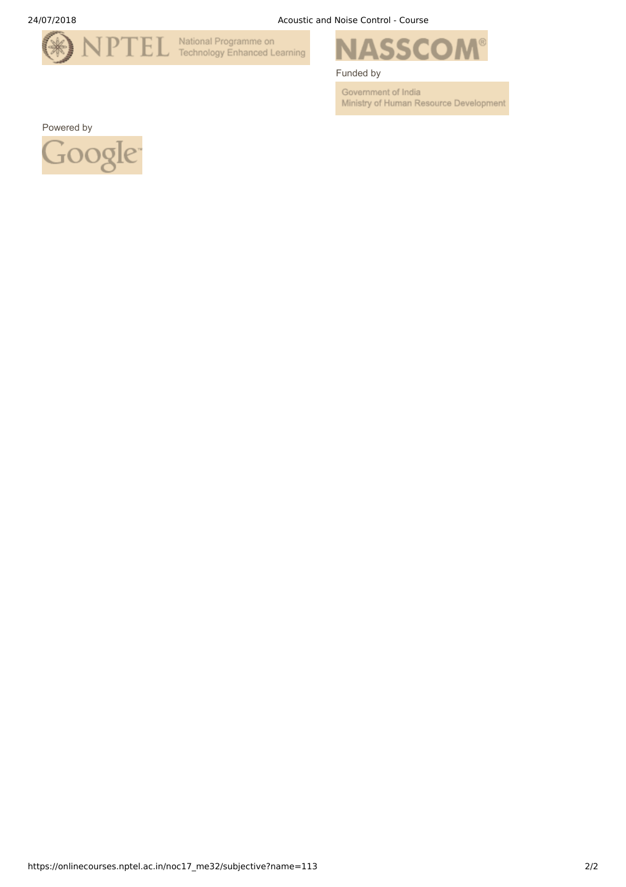NPTEL National Programme on Technology Enhanced Learning

NASSCOM®

Funded by

Government of India
Ministry of Human Resource Development

Powered by

Google